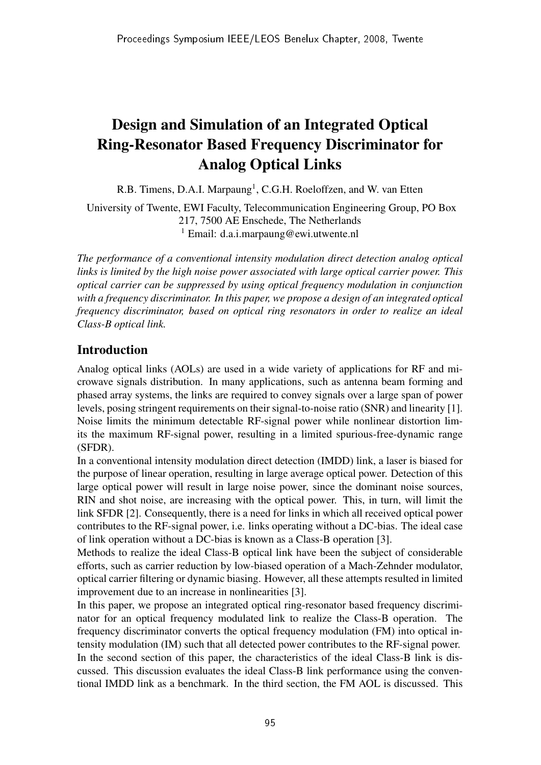# Design and Simulation of an Integrated Optical Ring-Resonator Based Frequency Discriminator for Analog Optical Links

R.B. Timens, D.A.I. Marpaung[1], C.G.H. Roeloffzen, and W. van Etten

University of Twente, EWI Faculty, Telecommunication Engineering Group, PO Box 217, 7500 AE Enschede, The Netherlands
[1] Email: d.a.i.marpaung@ewi.utwente.nl

*The performance of a conventional intensity modulation direct detection analog optical links is limited by the high noise power associated with large optical carrier power. This optical carrier can be suppressed by using optical frequency modulation in conjunction with a frequency discriminator. In this paper, we propose a design of an integrated optical frequency discriminator, based on optical ring resonators in order to realize an ideal Class-B optical link.*

## Introduction

Analog optical links (AOLs) are used in a wide variety of applications for RF and microwave signals distribution. In many applications, such as antenna beam forming and phased array systems, the links are required to convey signals over a large span of power levels, posing stringent requirements on their signal-to-noise ratio (SNR) and linearity [1]. Noise limits the minimum detectable RF-signal power while nonlinear distortion limits the maximum RF-signal power, resulting in a limited spurious-free-dynamic range (SFDR).

In a conventional intensity modulation direct detection (IMDD) link, a laser is biased for the purpose of linear operation, resulting in large average optical power. Detection of this large optical power will result in large noise power, since the dominant noise sources, RIN and shot noise, are increasing with the optical power. This, in turn, will limit the link SFDR [2]. Consequently, there is a need for links in which all received optical power contributes to the RF-signal power, i.e. links operating without a DC-bias. The ideal case of link operation without a DC-bias is known as a Class-B operation [3].

Methods to realize the ideal Class-B optical link have been the subject of considerable efforts, such as carrier reduction by low-biased operation of a Mach-Zehnder modulator, optical carrier filtering or dynamic biasing. However, all these attempts resulted in limited improvement due to an increase in nonlinearities [3].

In this paper, we propose an integrated optical ring-resonator based frequency discriminator for an optical frequency modulated link to realize the Class-B operation. The frequency discriminator converts the optical frequency modulation (FM) into optical intensity modulation (IM) such that all detected power contributes to the RF-signal power.

In the second section of this paper, the characteristics of the ideal Class-B link is discussed. This discussion evaluates the ideal Class-B link performance using the conventional IMDD link as a benchmark. In the third section, the FM AOL is discussed. This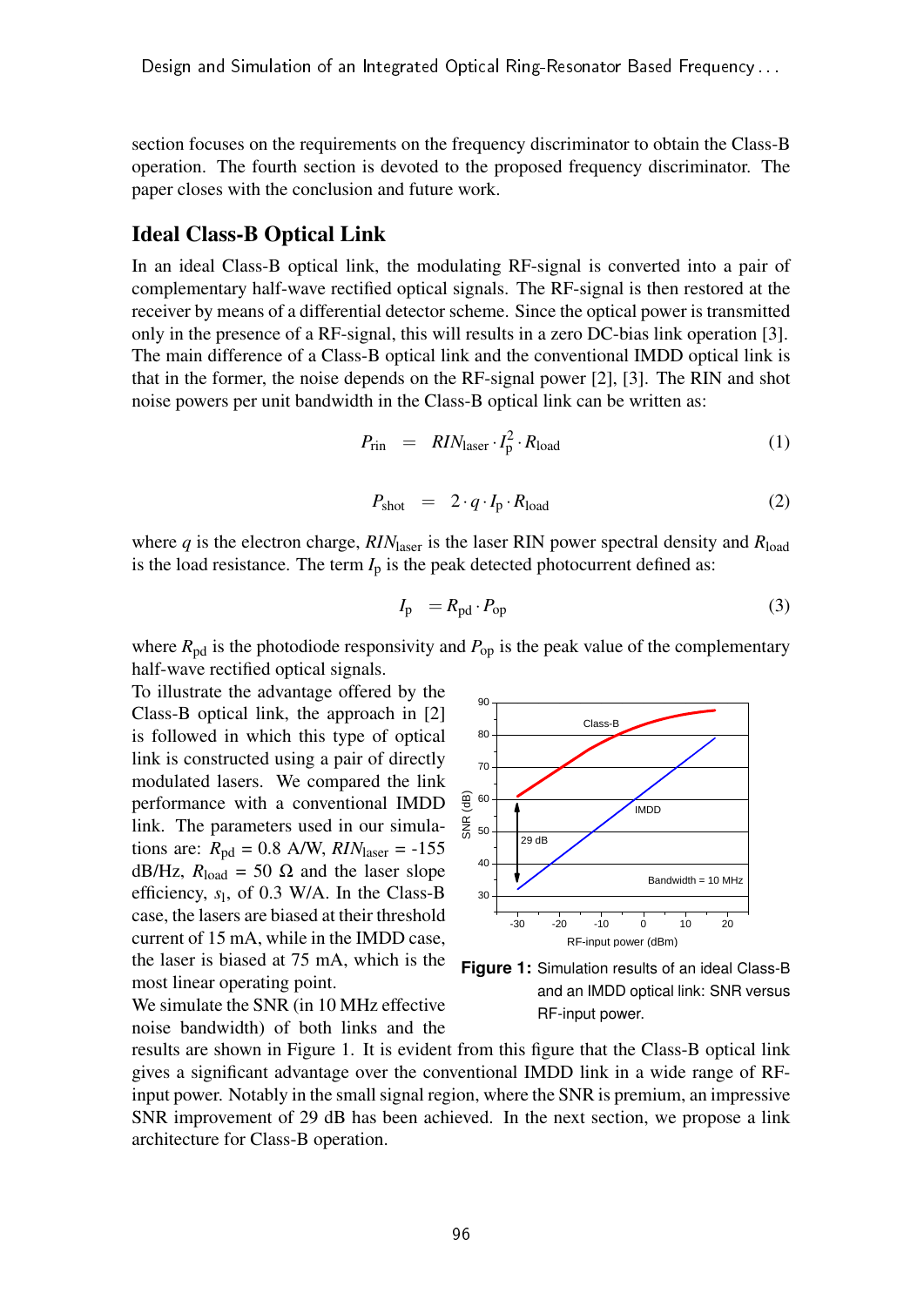section focuses on the requirements on the frequency discriminator to obtain the Class-B operation. The fourth section is devoted to the proposed frequency discriminator. The paper closes with the conclusion and future work.

## Ideal Class-B Optical Link

In an ideal Class-B optical link, the modulating RF-signal is converted into a pair of complementary half-wave rectified optical signals. The RF-signal is then restored at the receiver by means of a differential detector scheme. Since the optical power is transmitted only in the presence of a RF-signal, this will results in a zero DC-bias link operation [3]. The main difference of a Class-B optical link and the conventional IMDD optical link is that in the former, the noise depends on the RF-signal power [2], [3]. The RIN and shot noise powers per unit bandwidth in the Class-B optical link can be written as:

$$P_{\text{rin}} = RIN_{\text{laser}} \cdot I_{\text{p}}^{2} \cdot R_{\text{load}} \tag{1}$$

$$P_{\text{shot}} = 2 \cdot q \cdot I_{\text{p}} \cdot R_{\text{load}} \tag{2}$$

where $q$ is the electron charge, $RIN_{\text{laser}}$ is the laser RIN power spectral density and $R_{\text{load}}$ is the load resistance. The term $I_{\text{p}}$ is the peak detected photocurrent defined as:

$$I_{\text{p}} = R_{\text{pd}} \cdot P_{\text{op}} \tag{3}$$

where $R_{\text{pd}}$ is the photodiode responsivity and $P_{\text{op}}$ is the peak value of the complementary half-wave rectified optical signals.

To illustrate the advantage offered by the Class-B optical link, the approach in [2] is followed in which this type of optical link is constructed using a pair of directly modulated lasers. We compared the link performance with a conventional IMDD link. The parameters used in our simulations are: $R_{\text{pd}}$ = 0.8 A/W, $RIN_{\text{laser}}$ = -155 dB/Hz, $R_{\text{load}}$ = 50 Ω and the laser slope efficiency, $s_{\text{l}}$, of 0.3 W/A. In the Class-B case, the lasers are biased at their threshold current of 15 mA, while in the IMDD case, the laser is biased at 75 mA, which is the most linear operating point.

We simulate the SNR (in 10 MHz effective noise bandwidth) of both links and the results are shown in Figure 1. It is evident from this figure that the Class-B optical link gives a significant advantage over the conventional IMDD link in a wide range of RF-input power. Notably in the small signal region, where the SNR is premium, an impressive SNR improvement of 29 dB has been achieved. In the next section, we propose a link architecture for Class-B operation.

**Figure 1:** Simulation results of an ideal Class-B and an IMDD optical link: SNR versus RF-input power.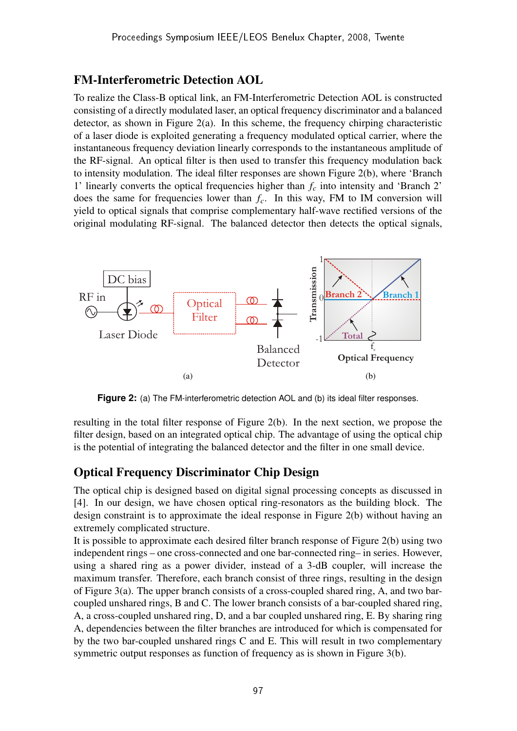## FM-Interferometric Detection AOL

To realize the Class-B optical link, an FM-Interferometric Detection AOL is constructed consisting of a directly modulated laser, an optical frequency discriminator and a balanced detector, as shown in Figure 2(a). In this scheme, the frequency chirping characteristic of a laser diode is exploited generating a frequency modulated optical carrier, where the instantaneous frequency deviation linearly corresponds to the instantaneous amplitude of the RF-signal. An optical filter is then used to transfer this frequency modulation back to intensity modulation. The ideal filter responses are shown Figure 2(b), where 'Branch 1' linearly converts the optical frequencies higher than $f_c$ into intensity and 'Branch 2' does the same for frequencies lower than $f_c$. In this way, FM to IM conversion will yield to optical signals that comprise complementary half-wave rectified versions of the original modulating RF-signal. The balanced detector then detects the optical signals, resulting in the total filter response of Figure 2(b). In the next section, we propose the filter design, based on an integrated optical chip. The advantage of using the optical chip is the potential of integrating the balanced detector and the filter in one small device.

**Figure 2:** (a) The FM-interferometric detection AOL and (b) its ideal filter responses.

## Optical Frequency Discriminator Chip Design

The optical chip is designed based on digital signal processing concepts as discussed in [4]. In our design, we have chosen optical ring-resonators as the building block. The design constraint is to approximate the ideal response in Figure 2(b) without having an extremely complicated structure.

It is possible to approximate each desired filter branch response of Figure 2(b) using two independent rings – one cross-connected and one bar-connected ring– in series. However, using a shared ring as a power divider, instead of a 3-dB coupler, will increase the maximum transfer. Therefore, each branch consist of three rings, resulting in the design of Figure 3(a). The upper branch consists of a cross-coupled shared ring, A, and two bar-coupled unshared rings, B and C. The lower branch consists of a bar-coupled shared ring, A, a cross-coupled unshared ring, D, and a bar coupled unshared ring, E. By sharing ring A, dependencies between the filter branches are introduced for which is compensated for by the two bar-coupled unshared rings C and E. This will result in two complementary symmetric output responses as function of frequency as is shown in Figure 3(b).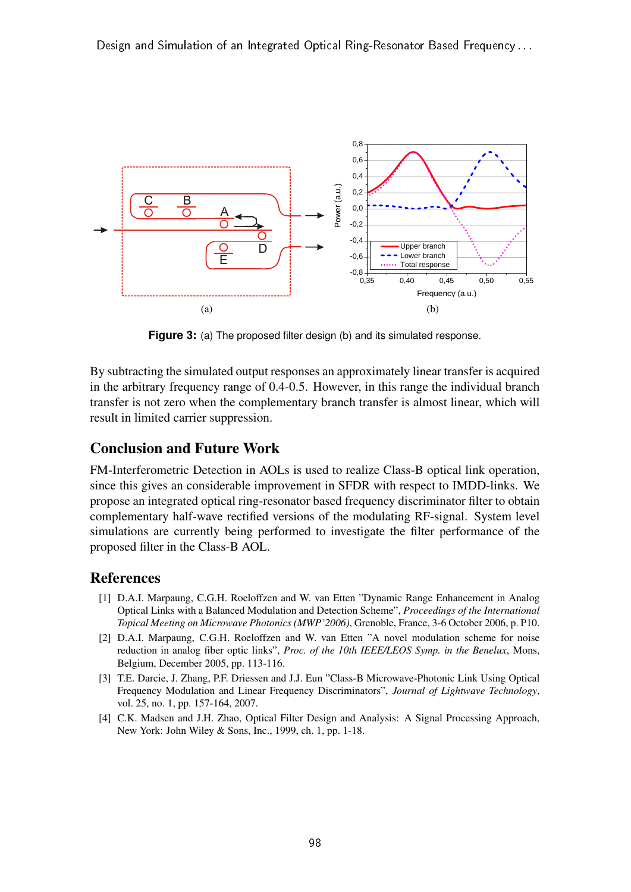C B A D E

(a)

Power (a.u.)

0,8
0,6
0,4
0,2
0,0
-0,2
-0,4
-0,6
-0,8

0,35 0,40 0,45 0,50 0,55

Frequency (a.u.)

Upper branch
Lower branch
Total response

(b)

**Figure 3:** (a) The proposed filter design (b) and its simulated response.

By subtracting the simulated output responses an approximately linear transfer is acquired in the arbitrary frequency range of 0.4-0.5. However, in this range the individual branch transfer is not zero when the complementary branch transfer is almost linear, which will result in limited carrier suppression.

## Conclusion and Future Work

FM-Interferometric Detection in AOLs is used to realize Class-B optical link operation, since this gives an considerable improvement in SFDR with respect to IMDD-links. We propose an integrated optical ring-resonator based frequency discriminator filter to obtain complementary half-wave rectified versions of the modulating RF-signal. System level simulations are currently being performed to investigate the filter performance of the proposed filter in the Class-B AOL.

## References

[1] D.A.I. Marpaung, C.G.H. Roeloffzen and W. van Etten "Dynamic Range Enhancement in Analog Optical Links with a Balanced Modulation and Detection Scheme", *Proceedings of the International Topical Meeting on Microwave Photonics (MWP'2006)*, Grenoble, France, 3-6 October 2006, p. P10.

[2] D.A.I. Marpaung, C.G.H. Roeloffzen and W. van Etten "A novel modulation scheme for noise reduction in analog fiber optic links", *Proc. of the 10th IEEE/LEOS Symp. in the Benelux*, Mons, Belgium, December 2005, pp. 113-116.

[3] T.E. Darcie, J. Zhang, P.F. Driessen and J.J. Eun "Class-B Microwave-Photonic Link Using Optical Frequency Modulation and Linear Frequency Discriminators", *Journal of Lightwave Technology*, vol. 25, no. 1, pp. 157-164, 2007.

[4] C.K. Madsen and J.H. Zhao, Optical Filter Design and Analysis: A Signal Processing Approach, New York: John Wiley & Sons, Inc., 1999, ch. 1, pp. 1-18.